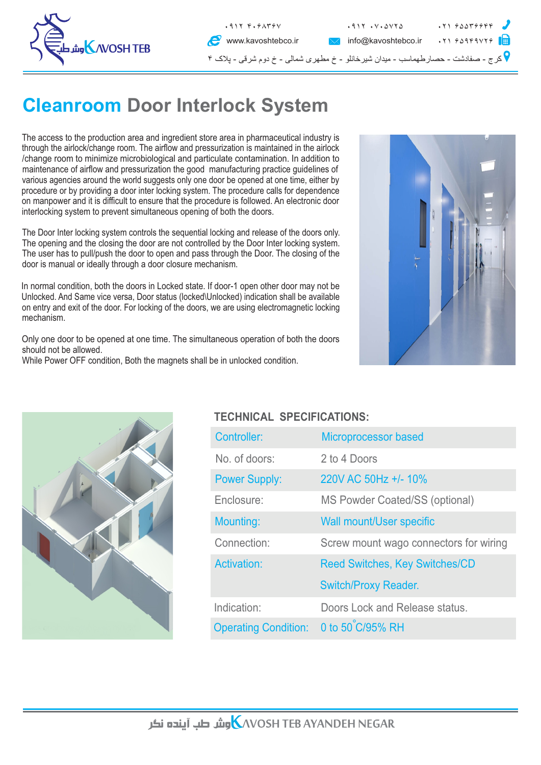# Cleanroom Door Interlock System

The access to the production area and ingredient store area in pharmaceutical industry is through the airlock/change room. The airflow and pressurization is maintained in the airlock /change room to minimize microbiological and particulate contamination. In addition to maintenance of airflow and pressurization the good manufacturing practice guidelines of various agencies around the world suggests only one door be opened at one time, either by procedure or by providing a door inter locking system. The procedure calls for dependence on manpower and it is difficult to ensure that the procedure is followed. An electronic door interlocking system to prevent simultaneous opening of both the doors.

The Door Inter locking system controls the sequential locking and release of the doors only. The opening and the closing the door are not controlled by the Door Inter locking system. The user has to pull/push the door to open and pass through the Door. The closing of the door is manual or ideally through a door closure mechanism.

In normal condition, both the doors in Locked state. If door-1 open other door may not be Unlocked. And Same vice versa, Door status (locked\Unlocked) indication shall be available on entry and exit of the door. For locking of the doors, we are using electromagnetic locking mechanism.

Only one door to be opened at one time. The simultaneous operation of both the doors should not be allowed.
While Power OFF condition, Both the magnets shall be in unlocked condition.

## TECHNICAL SPECIFICATIONS:

| | |
|---|---|
| Controller: | Microprocessor based |
| No. of doors: | 2 to 4 Doors |
| Power Supply: | 220V AC 50Hz +/- 10% |
| Enclosure: | MS Powder Coated/SS (optional) |
| Mounting: | Wall mount/User specific |
| Connection: | Screw mount wago connectors for wiring |
| Activation: | Reed Switches, Key Switches/CD Switch/Proxy Reader. |
| Indication: | Doors Lock and Release status. |
| Operating Condition: | 0 to 50°C/95% RH |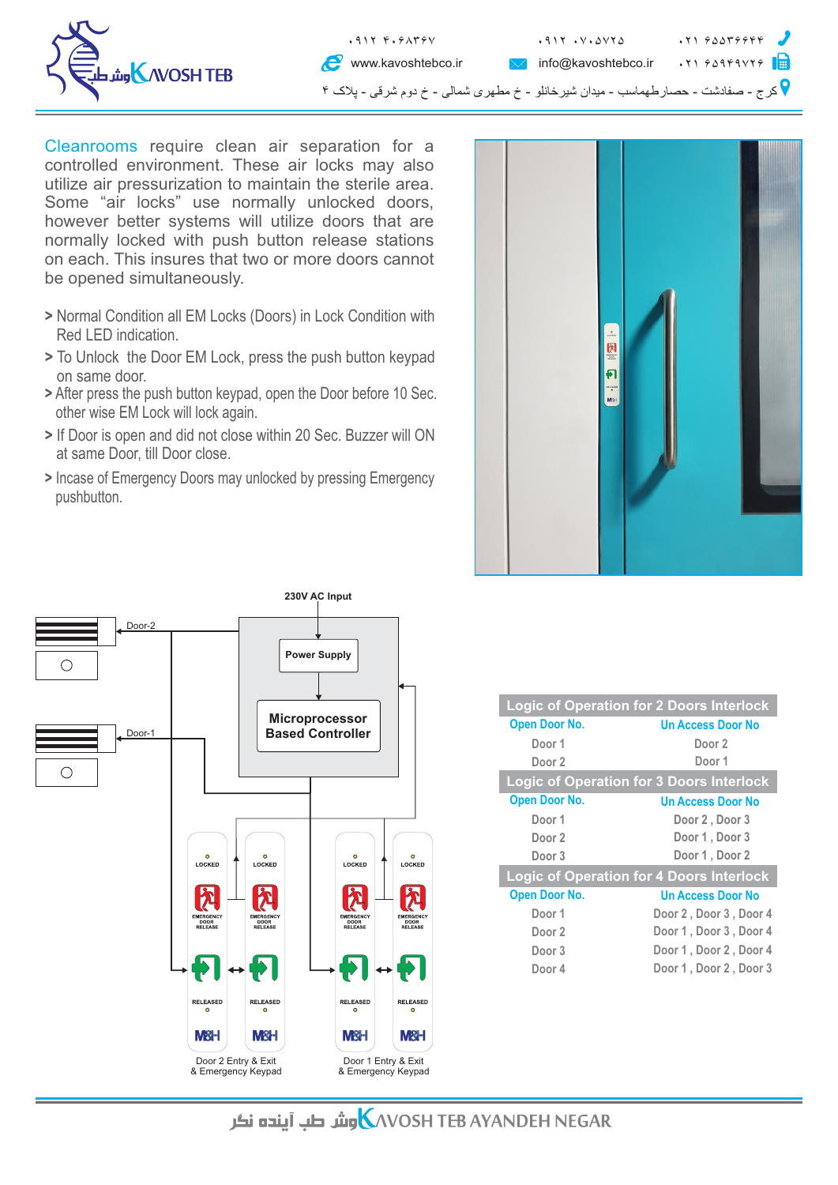Cleanrooms require clean air separation for a controlled environment. These air locks may also utilize air pressurization to maintain the sterile area. Some “air locks” use normally unlocked doors, however better systems will utilize doors that are normally locked with push button release stations on each. This insures that two or more doors cannot be opened simultaneously.

- > Normal Condition all EM Locks (Doors) in Lock Condition with Red LED indication.
- > To Unlock the Door EM Lock, press the push button keypad on same door.
- > After press the push button keypad, open the Door before 10 Sec. other wise EM Lock will lock again.
- > If Door is open and did not close within 20 Sec. Buzzer will ON at same Door, till Door close.
- > Incase of Emergency Doors may unlocked by pressing Emergency pushbutton.

230V AC Input

Power Supply

Microprocessor Based Controller

Door-2

Door-1

LOCKED

EMERGENCY DOOR RELEASE

RELEASED

M&H

Door 2 Entry & Exit & Emergency Keypad

Door 1 Entry & Exit & Emergency Keypad

| Logic of Operation for 2 Doors Interlock | |
|---|---|
| Open Door No. | Un Access Door No |
| Door 1 | Door 2 |
| Door 2 | Door 1 |

| Logic of Operation for 3 Doors Interlock | |
|---|---|
| Open Door No. | Un Access Door No |
| Door 1 | Door 2 , Door 3 |
| Door 2 | Door 1 , Door 3 |
| Door 3 | Door 1 , Door 2 |

| Logic of Operation for 4 Doors Interlock | |
|---|---|
| Open Door No. | Un Access Door No |
| Door 1 | Door 2 , Door 3 , Door 4 |
| Door 2 | Door 1 , Door 3 , Door 4 |
| Door 3 | Door 1 , Door 2 , Door 4 |
| Door 4 | Door 1 , Door 2 , Door 3 |